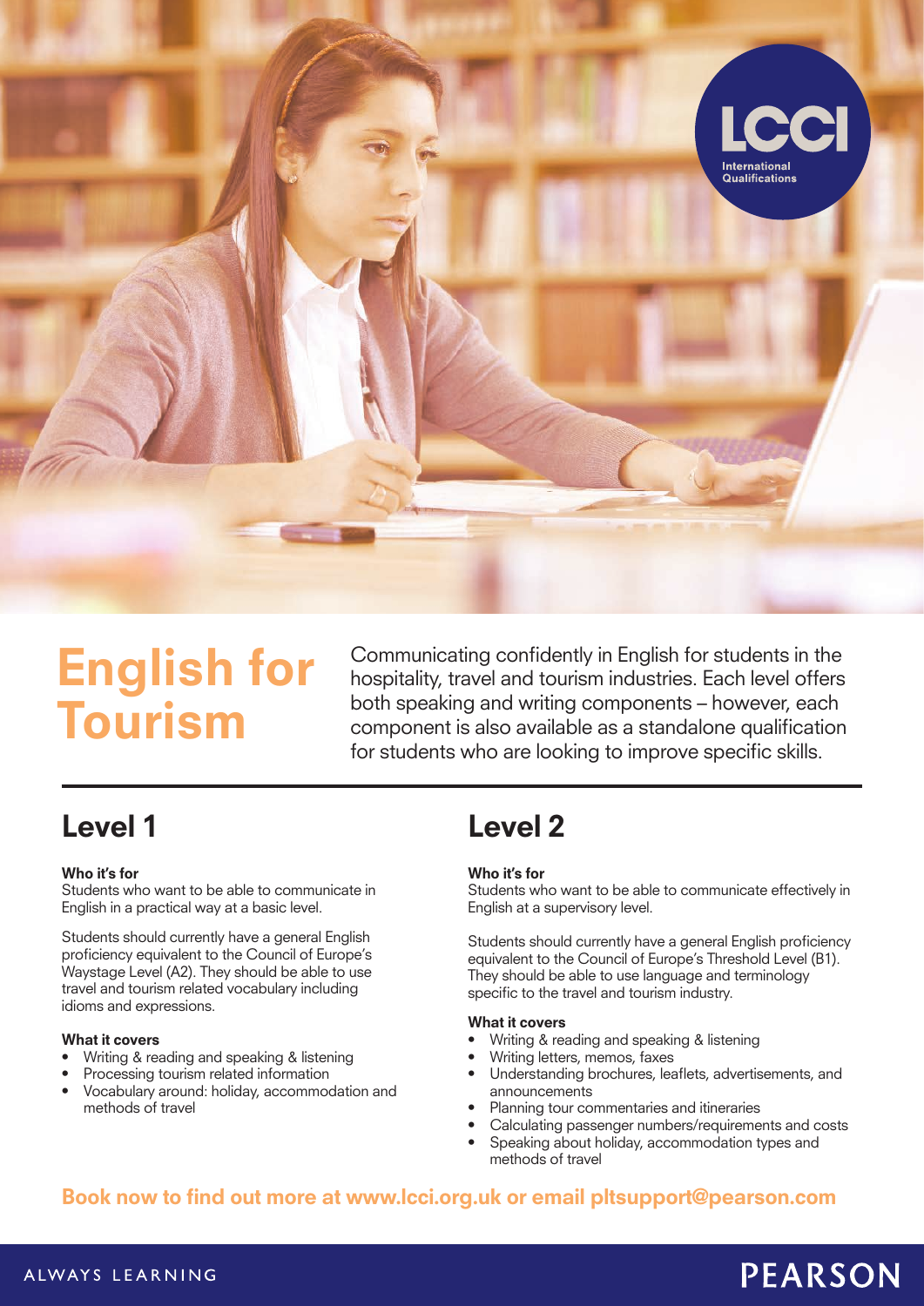LCCI International Qualifications

# English for Tourism

Communicating confidently in English for students in the hospitality, travel and tourism industries. Each level offers both speaking and writing components – however, each component is also available as a standalone qualification for students who are looking to improve specific skills.

## Level 1

**Who it's for**
Students who want to be able to communicate in English in a practical way at a basic level.

Students should currently have a general English proficiency equivalent to the Council of Europe's Waystage Level (A2). They should be able to use travel and tourism related vocabulary including idioms and expressions.

**What it covers**

- Writing & reading and speaking & listening
- Processing tourism related information
- Vocabulary around: holiday, accommodation and methods of travel

## Level 2

**Who it's for**
Students who want to be able to communicate effectively in English at a supervisory level.

Students should currently have a general English proficiency equivalent to the Council of Europe's Threshold Level (B1). They should be able to use language and terminology specific to the travel and tourism industry.

**What it covers**

- Writing & reading and speaking & listening
- Writing letters, memos, faxes
- Understanding brochures, leaflets, advertisements, and announcements
- Planning tour commentaries and itineraries
- Calculating passenger numbers/requirements and costs
- Speaking about holiday, accommodation types and methods of travel

**Book now to find out more at www.lcci.org.uk or email pltsupport@pearson.com**

ALWAYS LEARNING

PEARSON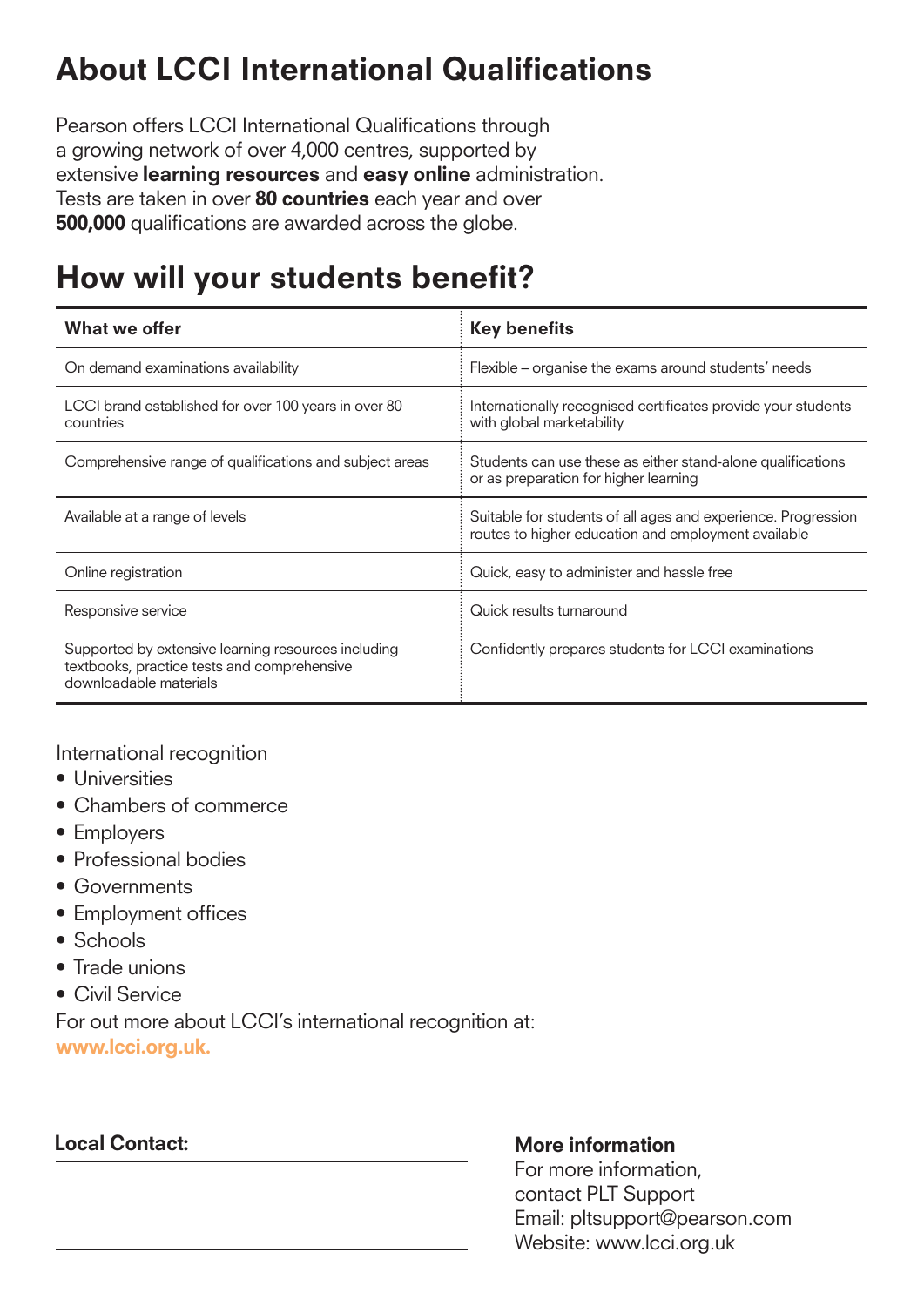# About LCCI International Qualifications

Pearson offers LCCI International Qualifications through a growing network of over 4,000 centres, supported by extensive **learning resources** and **easy online** administration. Tests are taken in over **80 countries** each year and over **500,000** qualifications are awarded across the globe.

# How will your students benefit?

| What we offer | Key benefits |
| --- | --- |
| On demand examinations availability | Flexible – organise the exams around students' needs |
| LCCI brand established for over 100 years in over 80 countries | Internationally recognised certificates provide your students with global marketability |
| Comprehensive range of qualifications and subject areas | Students can use these as either stand-alone qualifications or as preparation for higher learning |
| Available at a range of levels | Suitable for students of all ages and experience. Progression routes to higher education and employment available |
| Online registration | Quick, easy to administer and hassle free |
| Responsive service | Quick results turnaround |
| Supported by extensive learning resources including textbooks, practice tests and comprehensive downloadable materials | Confidently prepares students for LCCI examinations |

International recognition

- Universities
- Chambers of commerce
- Employers
- Professional bodies
- Governments
- Employment offices
- Schools
- Trade unions
- Civil Service

For out more about LCCI's international recognition at:
**www.lcci.org.uk.**

**Local Contact:**

**More information**
For more information,
contact PLT Support
Email: pltsupport@pearson.com
Website: www.lcci.org.uk